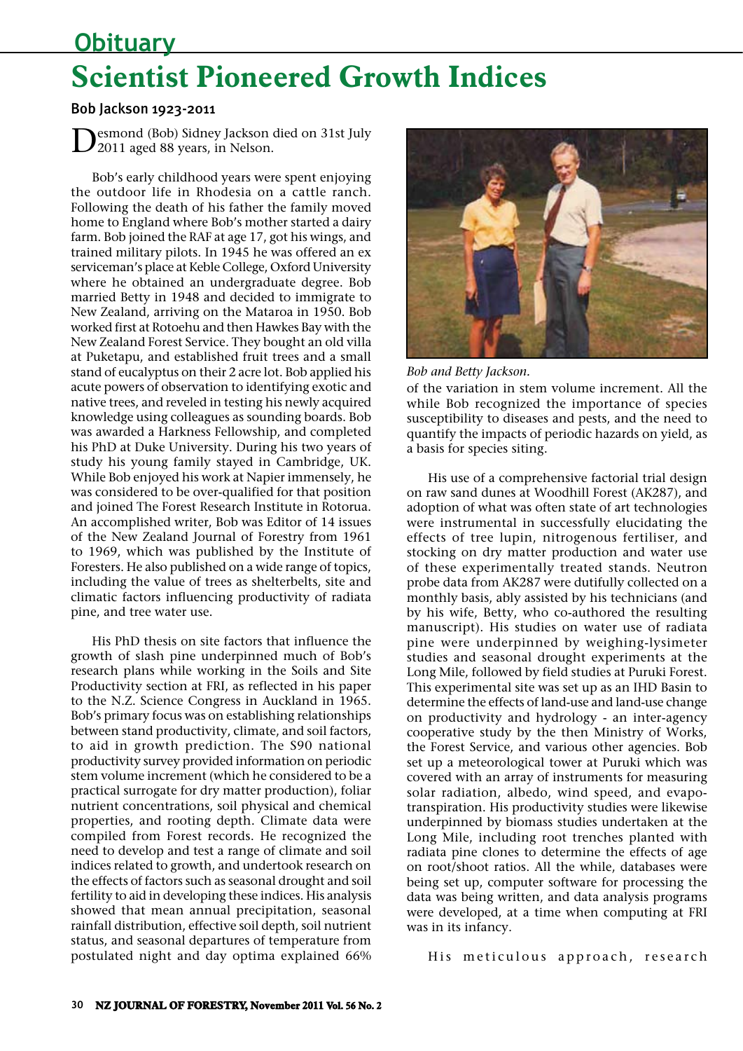## Obituary

# Scientist Pioneered Growth Indices

### Bob Jackson 1923-2011

Desmond (Bob) Sidney Jackson died on 31st July 2011 aged 88 years, in Nelson.

Bob's early childhood years were spent enjoying the outdoor life in Rhodesia on a cattle ranch. Following the death of his father the family moved home to England where Bob's mother started a dairy farm. Bob joined the RAF at age 17, got his wings, and trained military pilots. In 1945 he was offered an ex serviceman's place at Keble College, Oxford University where he obtained an undergraduate degree. Bob married Betty in 1948 and decided to immigrate to New Zealand, arriving on the Mataroa in 1950. Bob worked first at Rotoehu and then Hawkes Bay with the New Zealand Forest Service. They bought an old villa at Puketapu, and established fruit trees and a small stand of eucalyptus on their 2 acre lot. Bob applied his acute powers of observation to identifying exotic and native trees, and reveled in testing his newly acquired knowledge using colleagues as sounding boards. Bob was awarded a Harkness Fellowship, and completed his PhD at Duke University. During his two years of study his young family stayed in Cambridge, UK. While Bob enjoyed his work at Napier immensely, he was considered to be over-qualified for that position and joined The Forest Research Institute in Rotorua. An accomplished writer, Bob was Editor of 14 issues of the New Zealand Journal of Forestry from 1961 to 1969, which was published by the Institute of Foresters. He also published on a wide range of topics, including the value of trees as shelterbelts, site and climatic factors influencing productivity of radiata pine, and tree water use.

His PhD thesis on site factors that influence the growth of slash pine underpinned much of Bob's research plans while working in the Soils and Site Productivity section at FRI, as reflected in his paper to the N.Z. Science Congress in Auckland in 1965. Bob's primary focus was on establishing relationships between stand productivity, climate, and soil factors, to aid in growth prediction. The S90 national productivity survey provided information on periodic stem volume increment (which he considered to be a practical surrogate for dry matter production), foliar nutrient concentrations, soil physical and chemical properties, and rooting depth. Climate data were compiled from Forest records. He recognized the need to develop and test a range of climate and soil indices related to growth, and undertook research on the effects of factors such as seasonal drought and soil fertility to aid in developing these indices. His analysis showed that mean annual precipitation, seasonal rainfall distribution, effective soil depth, soil nutrient status, and seasonal departures of temperature from postulated night and day optima explained 66% of the variation in stem volume increment. All the while Bob recognized the importance of species susceptibility to diseases and pests, and the need to quantify the impacts of periodic hazards on yield, as a basis for species siting.

*Bob and Betty Jackson.*

His use of a comprehensive factorial trial design on raw sand dunes at Woodhill Forest (AK287), and adoption of what was often state of art technologies were instrumental in successfully elucidating the effects of tree lupin, nitrogenous fertiliser, and stocking on dry matter production and water use of these experimentally treated stands. Neutron probe data from AK287 were dutifully collected on a monthly basis, ably assisted by his technicians (and by his wife, Betty, who co-authored the resulting manuscript). His studies on water use of radiata pine were underpinned by weighing-lysimeter studies and seasonal drought experiments at the Long Mile, followed by field studies at Puruki Forest. This experimental site was set up as an IHD Basin to determine the effects of land-use and land-use change on productivity and hydrology - an inter-agency cooperative study by the then Ministry of Works, the Forest Service, and various other agencies. Bob set up a meteorological tower at Puruki which was covered with an array of instruments for measuring solar radiation, albedo, wind speed, and evapo-transpiration. His productivity studies were likewise underpinned by biomass studies undertaken at the Long Mile, including root trenches planted with radiata pine clones to determine the effects of age on root/shoot ratios. All the while, databases were being set up, computer software for processing the data was being written, and data analysis programs were developed, at a time when computing at FRI was in its infancy.

His meticulous approach, research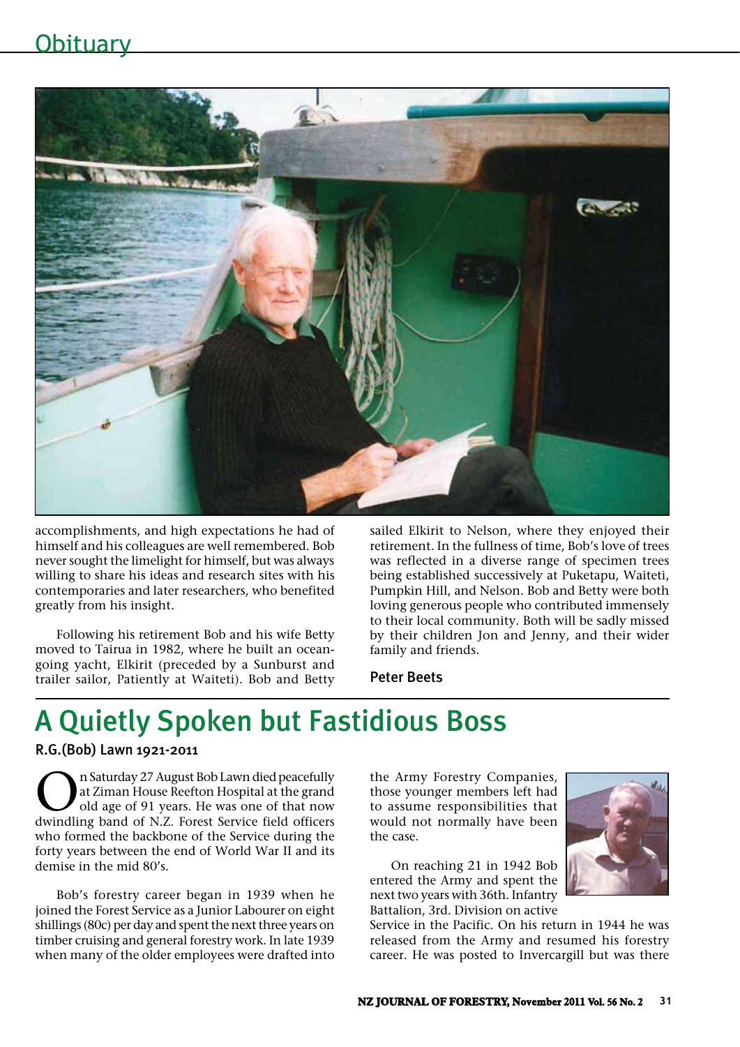# Obituary

accomplishments, and high expectations he had of himself and his colleagues are well remembered. Bob never sought the limelight for himself, but was always willing to share his ideas and research sites with his contemporaries and later researchers, who benefited greatly from his insight.

Following his retirement Bob and his wife Betty moved to Tairua in 1982, where he built an ocean-going yacht, Elkirit (preceded by a Sunburst and trailer sailor, Patiently at Waiteti). Bob and Betty sailed Elkirit to Nelson, where they enjoyed their retirement. In the fullness of time, Bob's love of trees was reflected in a diverse range of specimen trees being established successively at Puketapu, Waiteti, Pumpkin Hill, and Nelson. Bob and Betty were both loving generous people who contributed immensely to their local community. Both will be sadly missed by their children Jon and Jenny, and their wider family and friends.

**Peter Beets**

## A Quietly Spoken but Fastidious Boss

### R.G.(Bob) Lawn 1921-2011

On Saturday 27 August Bob Lawn died peacefully at Ziman House Reefton Hospital at the grand old age of 91 years. He was one of that now dwindling band of N.Z. Forest Service field officers who formed the backbone of the Service during the forty years between the end of World War II and its demise in the mid 80's.

Bob's forestry career began in 1939 when he joined the Forest Service as a Junior Labourer on eight shillings (80c) per day and spent the next three years on timber cruising and general forestry work. In late 1939 when many of the older employees were drafted into the Army Forestry Companies, those younger members left had to assume responsibilities that would not normally have been the case.

On reaching 21 in 1942 Bob entered the Army and spent the next two years with 36th. Infantry Battalion, 3rd. Division on active Service in the Pacific. On his return in 1944 he was released from the Army and resumed his forestry career. He was posted to Invercargill but was there